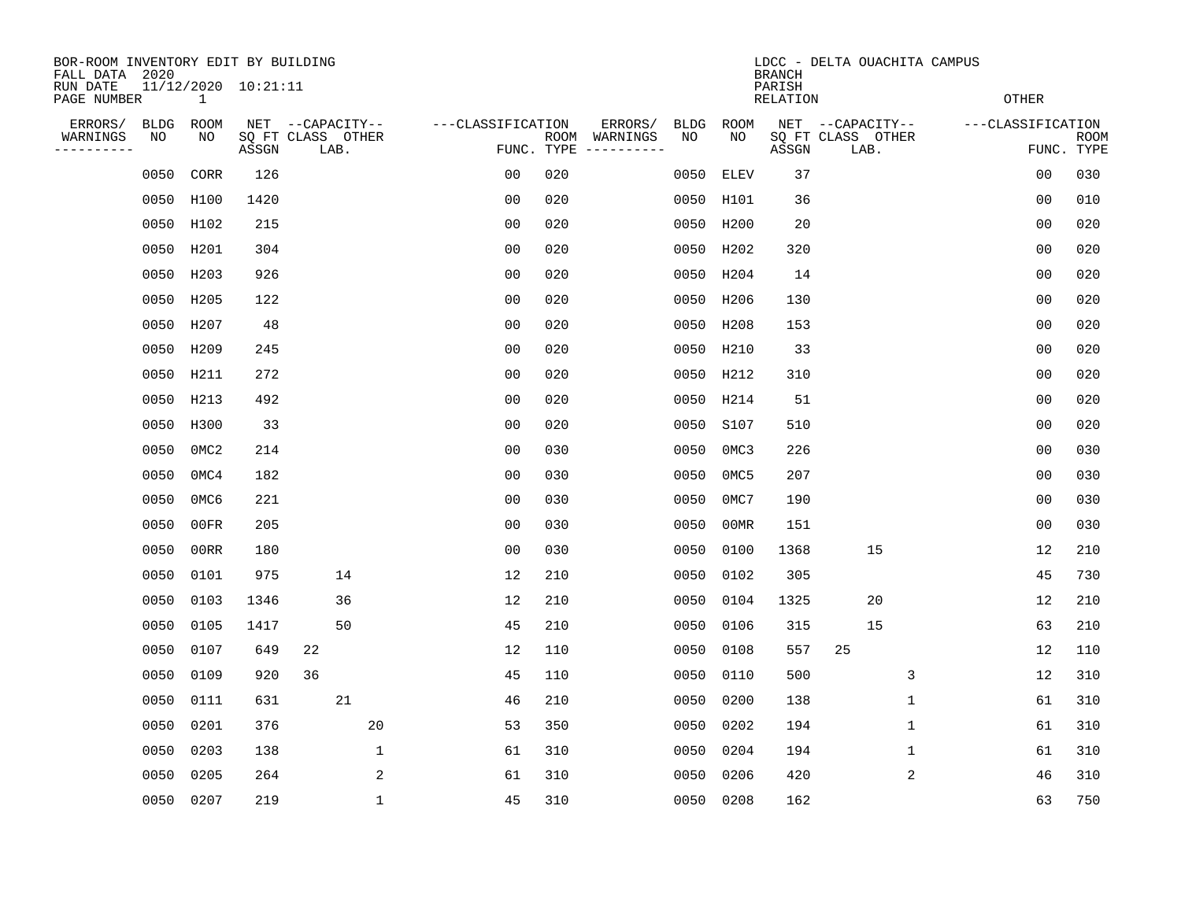BOR-ROOM INVENTORY EDIT BY BUILDING
FALL DATA 2020
RUN DATE 11/12/2020 10:21:11
PAGE NUMBER 1

LDCC - DELTA OUACHITA CAMPUS
BRANCH
PARISH
RELATION OTHER

| ERRORS/ WARNINGS | BLDG NO | ROOM NO | NET SQ FT ASSGN | CAPACITY CLASS | CAPACITY LAB. | CAPACITY OTHER | CLASSIFICATION FUNC. | ROOM TYPE | ERRORS/ WARNINGS | BLDG NO | ROOM NO | NET SQ FT ASSGN | CAPACITY CLASS | CAPACITY LAB. | CAPACITY OTHER | CLASSIFICATION FUNC. | ROOM TYPE |
|---|---|---|---|---|---|---|---|---|---|---|---|---|---|---|---|---|---|
| | 0050 | CORR | 126 | | | | 00 | 020 | | 0050 | ELEV | 37 | | | | 00 | 030 |
| | 0050 | H100 | 1420 | | | | 00 | 020 | | 0050 | H101 | 36 | | | | 00 | 010 |
| | 0050 | H102 | 215 | | | | 00 | 020 | | 0050 | H200 | 20 | | | | 00 | 020 |
| | 0050 | H201 | 304 | | | | 00 | 020 | | 0050 | H202 | 320 | | | | 00 | 020 |
| | 0050 | H203 | 926 | | | | 00 | 020 | | 0050 | H204 | 14 | | | | 00 | 020 |
| | 0050 | H205 | 122 | | | | 00 | 020 | | 0050 | H206 | 130 | | | | 00 | 020 |
| | 0050 | H207 | 48 | | | | 00 | 020 | | 0050 | H208 | 153 | | | | 00 | 020 |
| | 0050 | H209 | 245 | | | | 00 | 020 | | 0050 | H210 | 33 | | | | 00 | 020 |
| | 0050 | H211 | 272 | | | | 00 | 020 | | 0050 | H212 | 310 | | | | 00 | 020 |
| | 0050 | H213 | 492 | | | | 00 | 020 | | 0050 | H214 | 51 | | | | 00 | 020 |
| | 0050 | H300 | 33 | | | | 00 | 020 | | 0050 | S107 | 510 | | | | 00 | 020 |
| | 0050 | 0MC2 | 214 | | | | 00 | 030 | | 0050 | 0MC3 | 226 | | | | 00 | 030 |
| | 0050 | 0MC4 | 182 | | | | 00 | 030 | | 0050 | 0MC5 | 207 | | | | 00 | 030 |
| | 0050 | 0MC6 | 221 | | | | 00 | 030 | | 0050 | 0MC7 | 190 | | | | 00 | 030 |
| | 0050 | 00FR | 205 | | | | 00 | 030 | | 0050 | 00MR | 151 | | | | 00 | 030 |
| | 0050 | 00RR | 180 | | | | 00 | 030 | | 0050 | 0100 | 1368 | | 15 | | 12 | 210 |
| | 0050 | 0101 | 975 | | 14 | | 12 | 210 | | 0050 | 0102 | 305 | | | | 45 | 730 |
| | 0050 | 0103 | 1346 | | 36 | | 12 | 210 | | 0050 | 0104 | 1325 | | 20 | | 12 | 210 |
| | 0050 | 0105 | 1417 | | 50 | | 45 | 210 | | 0050 | 0106 | 315 | | 15 | | 63 | 210 |
| | 0050 | 0107 | 649 | 22 | | | 12 | 110 | | 0050 | 0108 | 557 | 25 | | | 12 | 110 |
| | 0050 | 0109 | 920 | 36 | | | 45 | 110 | | 0050 | 0110 | 500 | | | 3 | 12 | 310 |
| | 0050 | 0111 | 631 | | 21 | | 46 | 210 | | 0050 | 0200 | 138 | | | 1 | 61 | 310 |
| | 0050 | 0201 | 376 | | | 20 | 53 | 350 | | 0050 | 0202 | 194 | | | 1 | 61 | 310 |
| | 0050 | 0203 | 138 | | | 1 | 61 | 310 | | 0050 | 0204 | 194 | | | 1 | 61 | 310 |
| | 0050 | 0205 | 264 | | | 2 | 61 | 310 | | 0050 | 0206 | 420 | | | 2 | 46 | 310 |
| | 0050 | 0207 | 219 | | | 1 | 45 | 310 | | 0050 | 0208 | 162 | | | | 63 | 750 |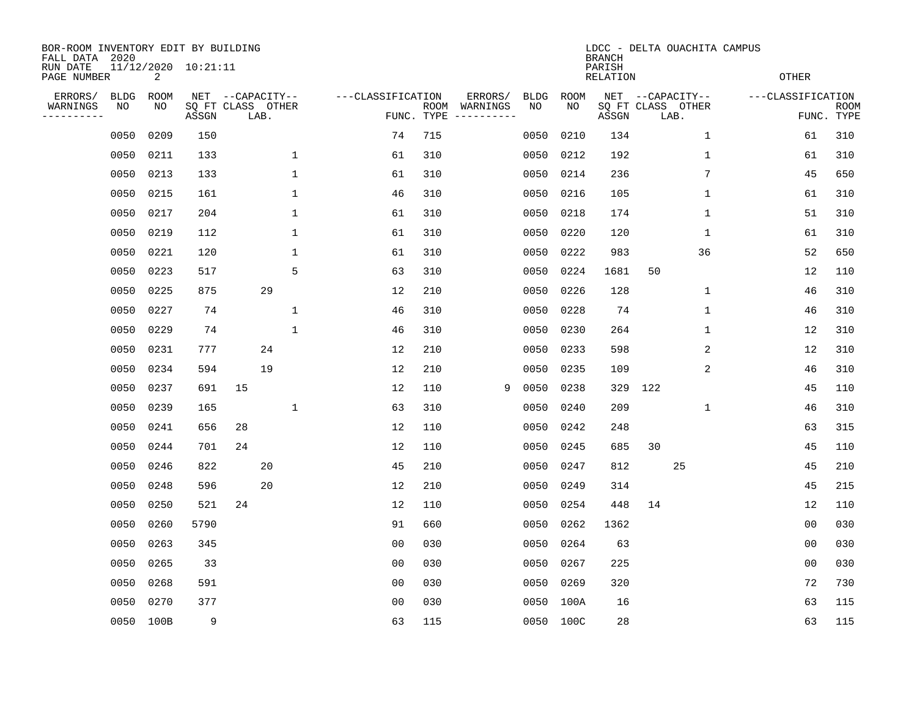BOR-ROOM INVENTORY EDIT BY BUILDING
FALL DATA 2020
RUN DATE 11/12/2020 10:21:11
PAGE NUMBER 2

LDCC - DELTA OUACHITA CAMPUS
BRANCH
PARISH
RELATION
OTHER

| ERRORS/ WARNINGS | BLDG NO | ROOM NO | NET SQ FT ASSGN | CAPACITY CLASS | CAPACITY LAB. | CAPACITY OTHER | CLASSIFICATION FUNC. | ROOM TYPE | ERRORS/ WARNINGS | BLDG NO | ROOM NO | NET SQ FT ASSGN | CAPACITY CLASS | CAPACITY LAB. | CAPACITY OTHER | CLASSIFICATION FUNC. | ROOM TYPE |
|---|---|---|---|---|---|---|---|---|---|---|---|---|---|---|---|---|---|
| | 0050 | 0209 | 150 | | | | 74 | 715 | | 0050 | 0210 | 134 | | | 1 | 61 | 310 |
| | 0050 | 0211 | 133 | | | 1 | 61 | 310 | | 0050 | 0212 | 192 | | | 1 | 61 | 310 |
| | 0050 | 0213 | 133 | | | 1 | 61 | 310 | | 0050 | 0214 | 236 | | | 7 | 45 | 650 |
| | 0050 | 0215 | 161 | | | 1 | 46 | 310 | | 0050 | 0216 | 105 | | | 1 | 61 | 310 |
| | 0050 | 0217 | 204 | | | 1 | 61 | 310 | | 0050 | 0218 | 174 | | | 1 | 51 | 310 |
| | 0050 | 0219 | 112 | | | 1 | 61 | 310 | | 0050 | 0220 | 120 | | | 1 | 61 | 310 |
| | 0050 | 0221 | 120 | | | 1 | 61 | 310 | | 0050 | 0222 | 983 | | | 36 | 52 | 650 |
| | 0050 | 0223 | 517 | | | 5 | 63 | 310 | | 0050 | 0224 | 1681 | 50 | | | 12 | 110 |
| | 0050 | 0225 | 875 | | 29 | | 12 | 210 | | 0050 | 0226 | 128 | | | 1 | 46 | 310 |
| | 0050 | 0227 | 74 | | | 1 | 46 | 310 | | 0050 | 0228 | 74 | | | 1 | 46 | 310 |
| | 0050 | 0229 | 74 | | | 1 | 46 | 310 | | 0050 | 0230 | 264 | | | 1 | 12 | 310 |
| | 0050 | 0231 | 777 | | 24 | | 12 | 210 | | 0050 | 0233 | 598 | | | 2 | 12 | 310 |
| | 0050 | 0234 | 594 | | 19 | | 12 | 210 | | 0050 | 0235 | 109 | | | 2 | 46 | 310 |
| | 0050 | 0237 | 691 | 15 | | | 12 | 110 | 9 | 0050 | 0238 | 329 | 122 | | | 45 | 110 |
| | 0050 | 0239 | 165 | | | 1 | 63 | 310 | | 0050 | 0240 | 209 | | | 1 | 46 | 310 |
| | 0050 | 0241 | 656 | 28 | | | 12 | 110 | | 0050 | 0242 | 248 | | | | 63 | 315 |
| | 0050 | 0244 | 701 | 24 | | | 12 | 110 | | 0050 | 0245 | 685 | 30 | | | 45 | 110 |
| | 0050 | 0246 | 822 | | 20 | | 45 | 210 | | 0050 | 0247 | 812 | | 25 | | 45 | 210 |
| | 0050 | 0248 | 596 | | 20 | | 12 | 210 | | 0050 | 0249 | 314 | | | | 45 | 215 |
| | 0050 | 0250 | 521 | 24 | | | 12 | 110 | | 0050 | 0254 | 448 | 14 | | | 12 | 110 |
| | 0050 | 0260 | 5790 | | | | 91 | 660 | | 0050 | 0262 | 1362 | | | | 00 | 030 |
| | 0050 | 0263 | 345 | | | | 00 | 030 | | 0050 | 0264 | 63 | | | | 00 | 030 |
| | 0050 | 0265 | 33 | | | | 00 | 030 | | 0050 | 0267 | 225 | | | | 00 | 030 |
| | 0050 | 0268 | 591 | | | | 00 | 030 | | 0050 | 0269 | 320 | | | | 72 | 730 |
| | 0050 | 0270 | 377 | | | | 00 | 030 | | 0050 | 100A | 16 | | | | 63 | 115 |
| | 0050 | 100B | 9 | | | | 63 | 115 | | 0050 | 100C | 28 | | | | 63 | 115 |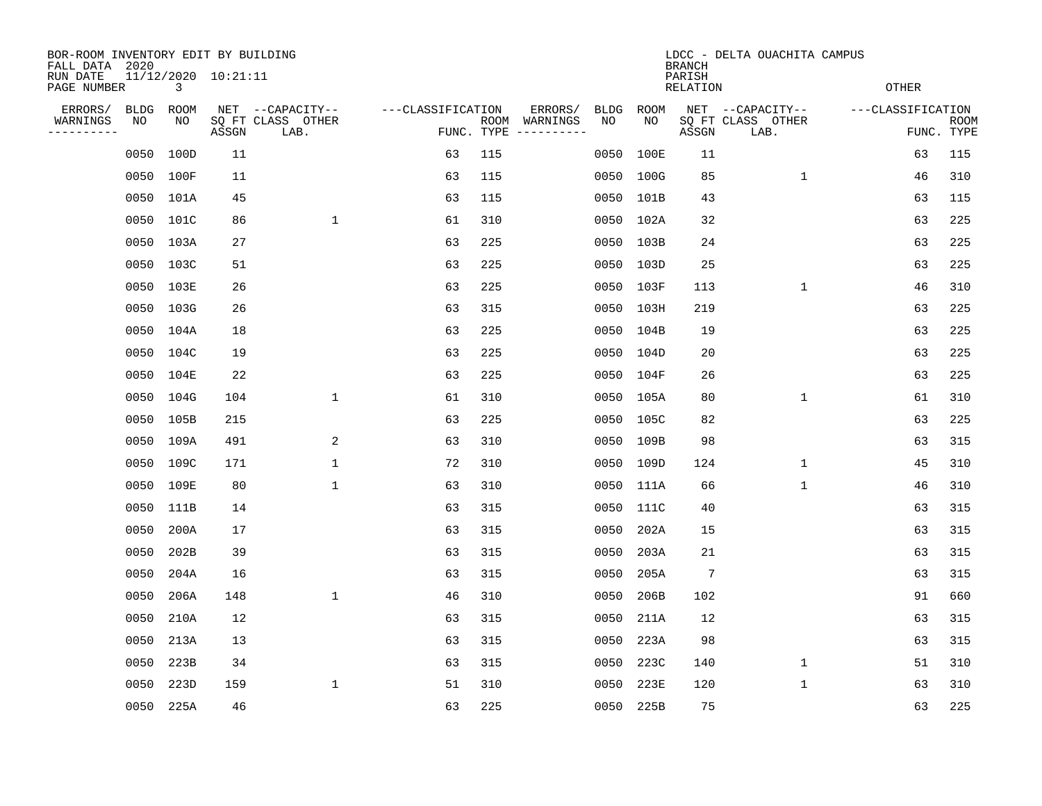BOR-ROOM INVENTORY EDIT BY BUILDING
FALL DATA 2020
RUN DATE 11/12/2020 10:21:11

LDCC - DELTA OUACHITA CAMPUS
BRANCH
PARISH
RELATION
OTHER

| ERRORS/ WARNINGS | BLDG NO | ROOM NO | NET SQ FT ASSGN | CAPACITY CLASS LAB. | CAPACITY OTHER | CLASSIFICATION FUNC. | ROOM TYPE | ERRORS/ WARNINGS | BLDG NO | ROOM NO | NET SQ FT ASSGN | CAPACITY CLASS LAB. | CAPACITY OTHER | CLASSIFICATION FUNC. | ROOM TYPE |
|---|---|---|---|---|---|---|---|---|---|---|---|---|---|---|---|
| | 0050 | 100D | 11 | | | 63 | 115 | | 0050 | 100E | 11 | | | 63 | 115 |
| | 0050 | 100F | 11 | | | 63 | 115 | | 0050 | 100G | 85 | | 1 | 46 | 310 |
| | 0050 | 101A | 45 | | | 63 | 115 | | 0050 | 101B | 43 | | | 63 | 115 |
| | 0050 | 101C | 86 | | 1 | 61 | 310 | | 0050 | 102A | 32 | | | 63 | 225 |
| | 0050 | 103A | 27 | | | 63 | 225 | | 0050 | 103B | 24 | | | 63 | 225 |
| | 0050 | 103C | 51 | | | 63 | 225 | | 0050 | 103D | 25 | | | 63 | 225 |
| | 0050 | 103E | 26 | | | 63 | 225 | | 0050 | 103F | 113 | | 1 | 46 | 310 |
| | 0050 | 103G | 26 | | | 63 | 315 | | 0050 | 103H | 219 | | | 63 | 225 |
| | 0050 | 104A | 18 | | | 63 | 225 | | 0050 | 104B | 19 | | | 63 | 225 |
| | 0050 | 104C | 19 | | | 63 | 225 | | 0050 | 104D | 20 | | | 63 | 225 |
| | 0050 | 104E | 22 | | | 63 | 225 | | 0050 | 104F | 26 | | | 63 | 225 |
| | 0050 | 104G | 104 | | 1 | 61 | 310 | | 0050 | 105A | 80 | | 1 | 61 | 310 |
| | 0050 | 105B | 215 | | | 63 | 225 | | 0050 | 105C | 82 | | | 63 | 225 |
| | 0050 | 109A | 491 | | 2 | 63 | 310 | | 0050 | 109B | 98 | | | 63 | 315 |
| | 0050 | 109C | 171 | | 1 | 72 | 310 | | 0050 | 109D | 124 | | 1 | 45 | 310 |
| | 0050 | 109E | 80 | | 1 | 63 | 310 | | 0050 | 111A | 66 | | 1 | 46 | 310 |
| | 0050 | 111B | 14 | | | 63 | 315 | | 0050 | 111C | 40 | | | 63 | 315 |
| | 0050 | 200A | 17 | | | 63 | 315 | | 0050 | 202A | 15 | | | 63 | 315 |
| | 0050 | 202B | 39 | | | 63 | 315 | | 0050 | 203A | 21 | | | 63 | 315 |
| | 0050 | 204A | 16 | | | 63 | 315 | | 0050 | 205A | 7 | | | 63 | 315 |
| | 0050 | 206A | 148 | | 1 | 46 | 310 | | 0050 | 206B | 102 | | | 91 | 660 |
| | 0050 | 210A | 12 | | | 63 | 315 | | 0050 | 211A | 12 | | | 63 | 315 |
| | 0050 | 213A | 13 | | | 63 | 315 | | 0050 | 223A | 98 | | | 63 | 315 |
| | 0050 | 223B | 34 | | | 63 | 315 | | 0050 | 223C | 140 | | 1 | 51 | 310 |
| | 0050 | 223D | 159 | | 1 | 51 | 310 | | 0050 | 223E | 120 | | 1 | 63 | 310 |
| | 0050 | 225A | 46 | | | 63 | 225 | | 0050 | 225B | 75 | | | 63 | 225 |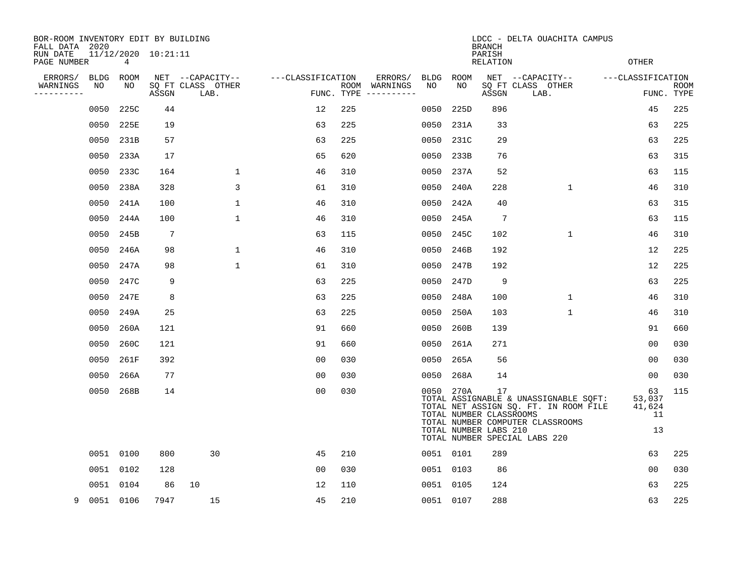BOR-ROOM INVENTORY EDIT BY BUILDING
FALL DATA 2020
RUN DATE 11/12/2020 10:21:11
PAGE NUMBER 4

LDCC - DELTA OUACHITA CAMPUS
BRANCH
PARISH
RELATION
OTHER

| ERRORS/ WARNINGS | BLDG NO | ROOM NO | NET SQ FT ASSGN | CAPACITY CLASS | CAPACITY LAB. | CAPACITY OTHER | CLASSIFICATION FUNC. | ROOM TYPE | ERRORS/ WARNINGS | BLDG NO | ROOM NO | NET SQ FT ASSGN | CAPACITY CLASS | CAPACITY LAB. | CAPACITY OTHER | CLASSIFICATION FUNC. | ROOM TYPE |
|---|---|---|---|---|---|---|---|---|---|---|---|---|---|---|---|---|---|
| | 0050 | 225C | 44 | | | | 12 | 225 | | 0050 | 225D | 896 | | | | 45 | 225 |
| | 0050 | 225E | 19 | | | | 63 | 225 | | 0050 | 231A | 33 | | | | 63 | 225 |
| | 0050 | 231B | 57 | | | | 63 | 225 | | 0050 | 231C | 29 | | | | 63 | 225 |
| | 0050 | 233A | 17 | | | | 65 | 620 | | 0050 | 233B | 76 | | | | 63 | 315 |
| | 0050 | 233C | 164 | | 1 | | 46 | 310 | | 0050 | 237A | 52 | | | | 63 | 115 |
| | 0050 | 238A | 328 | | 3 | | 61 | 310 | | 0050 | 240A | 228 | | 1 | | 46 | 310 |
| | 0050 | 241A | 100 | | 1 | | 46 | 310 | | 0050 | 242A | 40 | | | | 63 | 315 |
| | 0050 | 244A | 100 | | 1 | | 46 | 310 | | 0050 | 245A | 7 | | | | 63 | 115 |
| | 0050 | 245B | 7 | | | | 63 | 115 | | 0050 | 245C | 102 | | 1 | | 46 | 310 |
| | 0050 | 246A | 98 | | 1 | | 46 | 310 | | 0050 | 246B | 192 | | | | 12 | 225 |
| | 0050 | 247A | 98 | | 1 | | 61 | 310 | | 0050 | 247B | 192 | | | | 12 | 225 |
| | 0050 | 247C | 9 | | | | 63 | 225 | | 0050 | 247D | 9 | | | | 63 | 225 |
| | 0050 | 247E | 8 | | | | 63 | 225 | | 0050 | 248A | 100 | | 1 | | 46 | 310 |
| | 0050 | 249A | 25 | | | | 63 | 225 | | 0050 | 250A | 103 | | 1 | | 46 | 310 |
| | 0050 | 260A | 121 | | | | 91 | 660 | | 0050 | 260B | 139 | | | | 91 | 660 |
| | 0050 | 260C | 121 | | | | 91 | 660 | | 0050 | 261A | 271 | | | | 00 | 030 |
| | 0050 | 261F | 392 | | | | 00 | 030 | | 0050 | 265A | 56 | | | | 00 | 030 |
| | 0050 | 266A | 77 | | | | 00 | 030 | | 0050 | 268A | 14 | | | | 00 | 030 |
| | 0050 | 268B | 14 | | | | 00 | 030 | | 0050 | 270A | 17 | | | | 63 | 115 |

TOTAL ASSIGNABLE & UNASSIGNABLE SQFT: 53,037
TOTAL NET ASSIGN SQ. FT. IN ROOM FILE 41,624
TOTAL NUMBER CLASSROOMS 11
TOTAL NUMBER COMPUTER CLASSROOMS
TOTAL NUMBER LABS 210 13
TOTAL NUMBER SPECIAL LABS 220

| ERRORS/ WARNINGS | BLDG NO | ROOM NO | NET SQ FT ASSGN | CAPACITY CLASS | CAPACITY LAB. | CAPACITY OTHER | CLASSIFICATION FUNC. | ROOM TYPE | ERRORS/ WARNINGS | BLDG NO | ROOM NO | NET SQ FT ASSGN | CAPACITY CLASS | CAPACITY LAB. | CAPACITY OTHER | CLASSIFICATION FUNC. | ROOM TYPE |
|---|---|---|---|---|---|---|---|---|---|---|---|---|---|---|---|---|---|
| | 0051 | 0100 | 800 | | 30 | | 45 | 210 | | 0051 | 0101 | 289 | | | | 63 | 225 |
| | 0051 | 0102 | 128 | | | | 00 | 030 | | 0051 | 0103 | 86 | | | | 00 | 030 |
| | 0051 | 0104 | 86 | 10 | | | 12 | 110 | | 0051 | 0105 | 124 | | | | 63 | 225 |
| 9 | 0051 | 0106 | 7947 | | 15 | | 45 | 210 | | 0051 | 0107 | 288 | | | | 63 | 225 |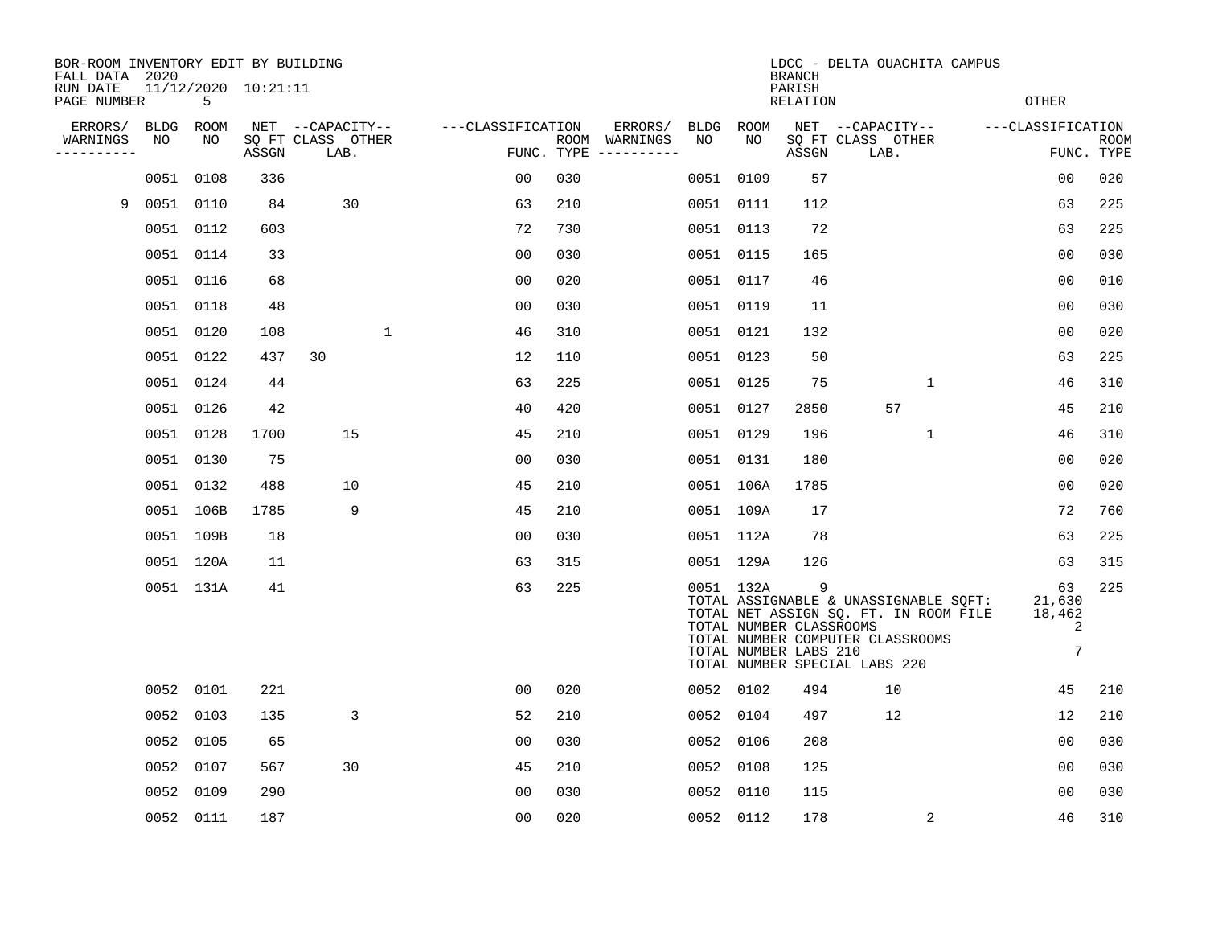BOR-ROOM INVENTORY EDIT BY BUILDING
FALL DATA 2020
RUN DATE 11/12/2020 10:21:11

LDCC - DELTA OUACHITA CAMPUS
BRANCH
PARISH
RELATION
OTHER

| ERRORS/ WARNINGS | BLDG NO | ROOM NO | NET SQ FT ASSGN | CAPACITY CLASS | CAPACITY LAB. | CAPACITY OTHER | CLASSIFICATION FUNC. | ROOM TYPE | ERRORS/ WARNINGS | BLDG NO | ROOM NO | NET SQ FT ASSGN | CAPACITY CLASS | CAPACITY LAB. | CAPACITY OTHER | CLASSIFICATION FUNC. | ROOM TYPE |
|---|---|---|---|---|---|---|---|---|---|---|---|---|---|---|---|---|---|
| | 0051 | 0108 | 336 | | | | 00 | 030 | | 0051 | 0109 | 57 | | | | 00 | 020 |
| 9 | 0051 | 0110 | 84 | | 30 | | 63 | 210 | | 0051 | 0111 | 112 | | | | 63 | 225 |
| | 0051 | 0112 | 603 | | | | 72 | 730 | | 0051 | 0113 | 72 | | | | 63 | 225 |
| | 0051 | 0114 | 33 | | | | 00 | 030 | | 0051 | 0115 | 165 | | | | 00 | 030 |
| | 0051 | 0116 | 68 | | | | 00 | 020 | | 0051 | 0117 | 46 | | | | 00 | 010 |
| | 0051 | 0118 | 48 | | | | 00 | 030 | | 0051 | 0119 | 11 | | | | 00 | 030 |
| | 0051 | 0120 | 108 | | | 1 | 46 | 310 | | 0051 | 0121 | 132 | | | | 00 | 020 |
| | 0051 | 0122 | 437 | 30 | | | 12 | 110 | | 0051 | 0123 | 50 | | | | 63 | 225 |
| | 0051 | 0124 | 44 | | | | 63 | 225 | | 0051 | 0125 | 75 | | | 1 | 46 | 310 |
| | 0051 | 0126 | 42 | | | | 40 | 420 | | 0051 | 0127 | 2850 | | 57 | | 45 | 210 |
| | 0051 | 0128 | 1700 | | 15 | | 45 | 210 | | 0051 | 0129 | 196 | | | 1 | 46 | 310 |
| | 0051 | 0130 | 75 | | | | 00 | 030 | | 0051 | 0131 | 180 | | | | 00 | 020 |
| | 0051 | 0132 | 488 | | 10 | | 45 | 210 | | 0051 | 106A | 1785 | | | | 00 | 020 |
| | 0051 | 106B | 1785 | | 9 | | 45 | 210 | | 0051 | 109A | 17 | | | | 72 | 760 |
| | 0051 | 109B | 18 | | | | 00 | 030 | | 0051 | 112A | 78 | | | | 63 | 225 |
| | 0051 | 120A | 11 | | | | 63 | 315 | | 0051 | 129A | 126 | | | | 63 | 315 |
| | 0051 | 131A | 41 | | | | 63 | 225 | | 0051 | 132A | 9 | | | | 63 | 225 |

TOTAL ASSIGNABLE & UNASSIGNABLE SQFT: 21,630
TOTAL NET ASSIGN SQ. FT. IN ROOM FILE 18,462
TOTAL NUMBER CLASSROOMS 2
TOTAL NUMBER COMPUTER CLASSROOMS
TOTAL NUMBER LABS 210 7
TOTAL NUMBER SPECIAL LABS 220

| ERRORS/ WARNINGS | BLDG NO | ROOM NO | NET SQ FT ASSGN | CAPACITY CLASS | CAPACITY LAB. | CAPACITY OTHER | CLASSIFICATION FUNC. | ROOM TYPE | ERRORS/ WARNINGS | BLDG NO | ROOM NO | NET SQ FT ASSGN | CAPACITY CLASS | CAPACITY LAB. | CAPACITY OTHER | CLASSIFICATION FUNC. | ROOM TYPE |
|---|---|---|---|---|---|---|---|---|---|---|---|---|---|---|---|---|---|
| | 0052 | 0101 | 221 | | | | 00 | 020 | | 0052 | 0102 | 494 | | 10 | | 45 | 210 |
| | 0052 | 0103 | 135 | | 3 | | 52 | 210 | | 0052 | 0104 | 497 | | 12 | | 12 | 210 |
| | 0052 | 0105 | 65 | | | | 00 | 030 | | 0052 | 0106 | 208 | | | | 00 | 030 |
| | 0052 | 0107 | 567 | | 30 | | 45 | 210 | | 0052 | 0108 | 125 | | | | 00 | 030 |
| | 0052 | 0109 | 290 | | | | 00 | 030 | | 0052 | 0110 | 115 | | | | 00 | 030 |
| | 0052 | 0111 | 187 | | | | 00 | 020 | | 0052 | 0112 | 178 | | | 2 | 46 | 310 |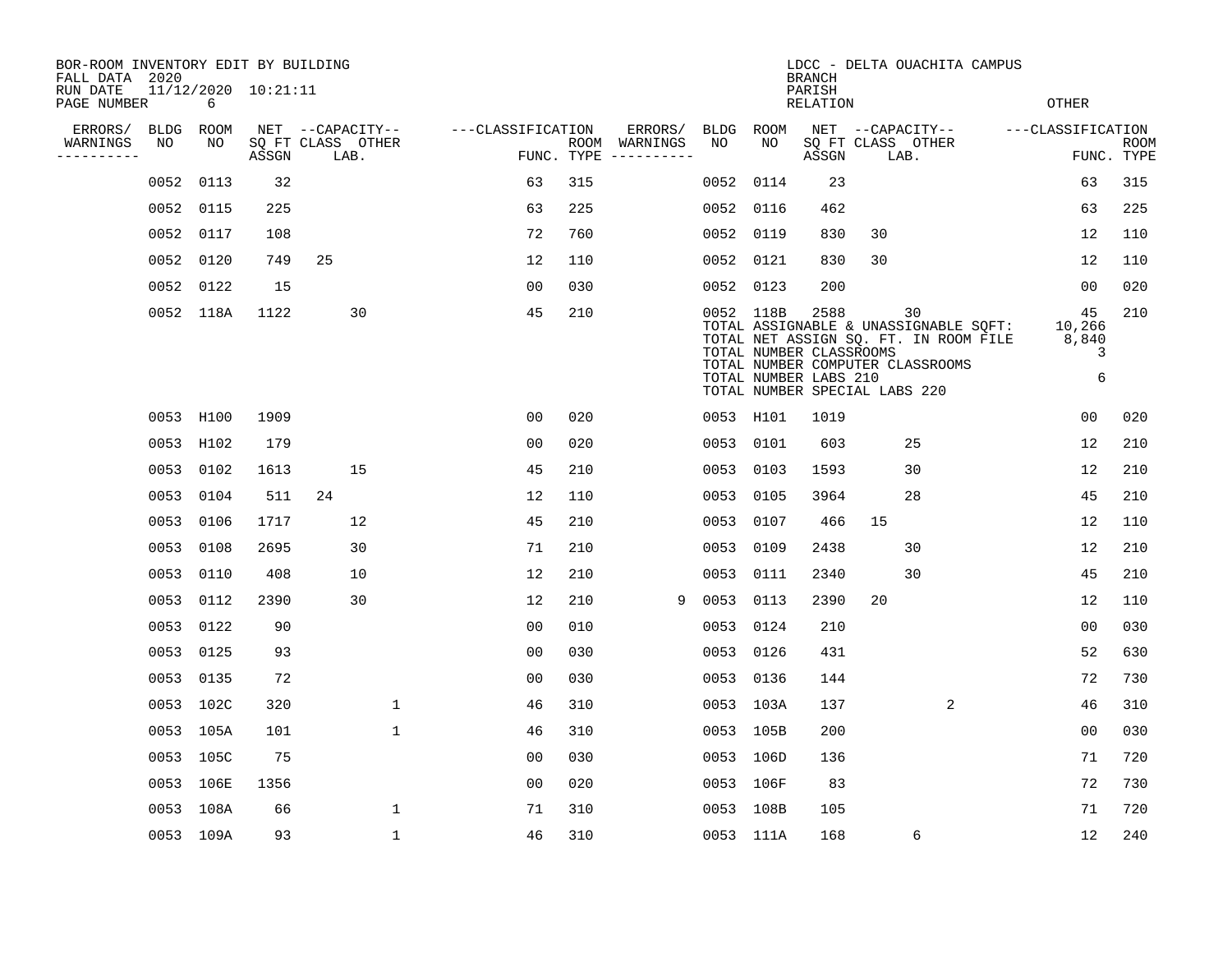BOR-ROOM INVENTORY EDIT BY BUILDING
FALL DATA 2020
RUN DATE 11/12/2020 10:21:11

LDCC - DELTA OUACHITA CAMPUS
BRANCH
PARISH
RELATION
OTHER

| ERRORS/ WARNINGS | BLDG NO | ROOM NO | NET SQ FT ASSGN | CAPACITY CLASS | CAPACITY LAB. | CAPACITY OTHER | CLASSIFICATION FUNC. | ROOM TYPE | ERRORS/ WARNINGS | BLDG NO | ROOM NO | NET SQ FT ASSGN | CAPACITY CLASS | CAPACITY LAB. | CAPACITY OTHER | CLASSIFICATION FUNC. | ROOM TYPE |
|---|---|---|---|---|---|---|---|---|---|---|---|---|---|---|---|---|---|
| | 0052 | 0113 | 32 | | | | 63 | 315 | | 0052 | 0114 | 23 | | | | 63 | 315 |
| | 0052 | 0115 | 225 | | | | 63 | 225 | | 0052 | 0116 | 462 | | | | 63 | 225 |
| | 0052 | 0117 | 108 | | | | 72 | 760 | | 0052 | 0119 | 830 | 30 | | | 12 | 110 |
| | 0052 | 0120 | 749 | 25 | | | 12 | 110 | | 0052 | 0121 | 830 | 30 | | | 12 | 110 |
| | 0052 | 0122 | 15 | | | | 00 | 030 | | 0052 | 0123 | 200 | | | | 00 | 020 |
| | 0052 | 118A | 1122 | | 30 | | 45 | 210 | | 0052 | 118B | 2588 | | 30 | | 45 | 210 |

TOTAL ASSIGNABLE & UNASSIGNABLE SQFT: 10,266
TOTAL NET ASSIGN SQ. FT. IN ROOM FILE 8,840
TOTAL NUMBER CLASSROOMS 3
TOTAL NUMBER COMPUTER CLASSROOMS
TOTAL NUMBER LABS 210 6
TOTAL NUMBER SPECIAL LABS 220

| ERRORS/ WARNINGS | BLDG NO | ROOM NO | NET SQ FT ASSGN | CAPACITY CLASS | CAPACITY LAB. | CAPACITY OTHER | CLASSIFICATION FUNC. | ROOM TYPE | ERRORS/ WARNINGS | BLDG NO | ROOM NO | NET SQ FT ASSGN | CAPACITY CLASS | CAPACITY LAB. | CAPACITY OTHER | CLASSIFICATION FUNC. | ROOM TYPE |
|---|---|---|---|---|---|---|---|---|---|---|---|---|---|---|---|---|---|
| | 0053 | H100 | 1909 | | | | 00 | 020 | | 0053 | H101 | 1019 | | | | 00 | 020 |
| | 0053 | H102 | 179 | | | | 00 | 020 | | 0053 | 0101 | 603 | | 25 | | 12 | 210 |
| | 0053 | 0102 | 1613 | | 15 | | 45 | 210 | | 0053 | 0103 | 1593 | | 30 | | 12 | 210 |
| | 0053 | 0104 | 511 | 24 | | | 12 | 110 | | 0053 | 0105 | 3964 | | 28 | | 45 | 210 |
| | 0053 | 0106 | 1717 | | 12 | | 45 | 210 | | 0053 | 0107 | 466 | 15 | | | 12 | 110 |
| | 0053 | 0108 | 2695 | | 30 | | 71 | 210 | | 0053 | 0109 | 2438 | | 30 | | 12 | 210 |
| | 0053 | 0110 | 408 | | 10 | | 12 | 210 | | 0053 | 0111 | 2340 | | 30 | | 45 | 210 |
| | 0053 | 0112 | 2390 | | 30 | | 12 | 210 | 9 | 0053 | 0113 | 2390 | 20 | | | 12 | 110 |
| | 0053 | 0122 | 90 | | | | 00 | 010 | | 0053 | 0124 | 210 | | | | 00 | 030 |
| | 0053 | 0125 | 93 | | | | 00 | 030 | | 0053 | 0126 | 431 | | | | 52 | 630 |
| | 0053 | 0135 | 72 | | | | 00 | 030 | | 0053 | 0136 | 144 | | | | 72 | 730 |
| | 0053 | 102C | 320 | | | 1 | 46 | 310 | | 0053 | 103A | 137 | | | 2 | 46 | 310 |
| | 0053 | 105A | 101 | | | 1 | 46 | 310 | | 0053 | 105B | 200 | | | | 00 | 030 |
| | 0053 | 105C | 75 | | | | 00 | 030 | | 0053 | 106D | 136 | | | | 71 | 720 |
| | 0053 | 106E | 1356 | | | | 00 | 020 | | 0053 | 106F | 83 | | | | 72 | 730 |
| | 0053 | 108A | 66 | | | 1 | 71 | 310 | | 0053 | 108B | 105 | | | | 71 | 720 |
| | 0053 | 109A | 93 | | | 1 | 46 | 310 | | 0053 | 111A | 168 | | 6 | | 12 | 240 |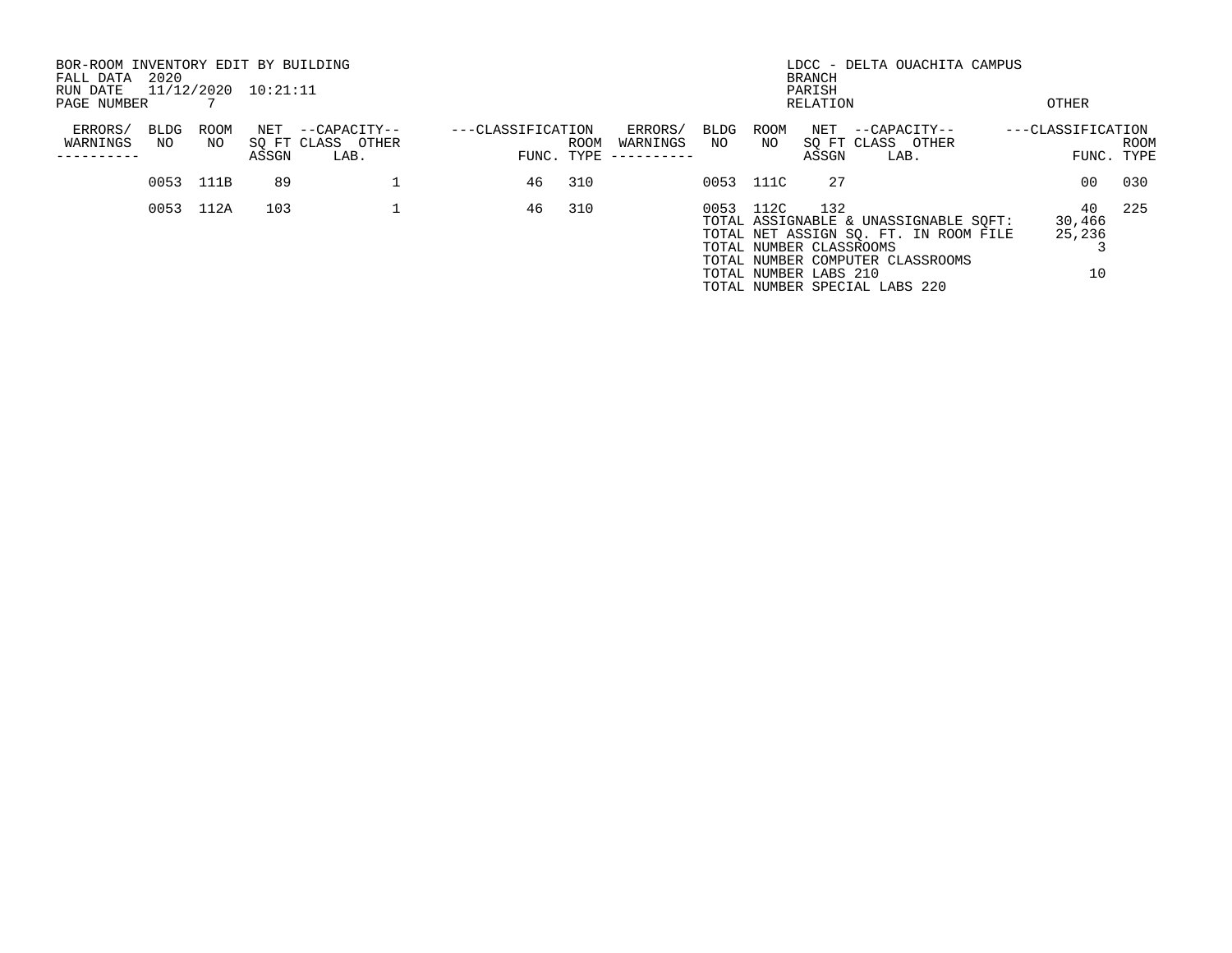BOR-ROOM INVENTORY EDIT BY BUILDING
FALL DATA 2020
RUN DATE 11/12/2020 10:21:11
PAGE NUMBER 7

LDCC - DELTA OUACHITA CAMPUS
BRANCH
PARISH
RELATION OTHER

| ERRORS/ WARNINGS | BLDG NO | ROOM NO | NET SQ FT ASSGN | CAPACITY CLASS | CAPACITY OTHER LAB. | CLASSIFICATION FUNC. | ROOM TYPE | ERRORS/ WARNINGS | BLDG NO | ROOM NO | NET SQ FT ASSGN | CAPACITY CLASS | CAPACITY OTHER LAB. | CLASSIFICATION FUNC. | ROOM TYPE |
|---|---|---|---|---|---|---|---|---|---|---|---|---|---|---|---|
| | 0053 | 111B | 89 | | 1 | 46 | 310 | | 0053 | 111C | 27 | | | 00 | 030 |
| | 0053 | 112A | 103 | | 1 | 46 | 310 | | 0053 | 112C | 132 | | | 40 | 225 |

| | |
|---|---|
| TOTAL ASSIGNABLE & UNASSIGNABLE SQFT: | 30,466 |
| TOTAL NET ASSIGN SQ. FT. IN ROOM FILE | 25,236 |
| TOTAL NUMBER CLASSROOMS | 3 |
| TOTAL NUMBER COMPUTER CLASSROOMS | |
| TOTAL NUMBER LABS 210 | 10 |
| TOTAL NUMBER SPECIAL LABS 220 | |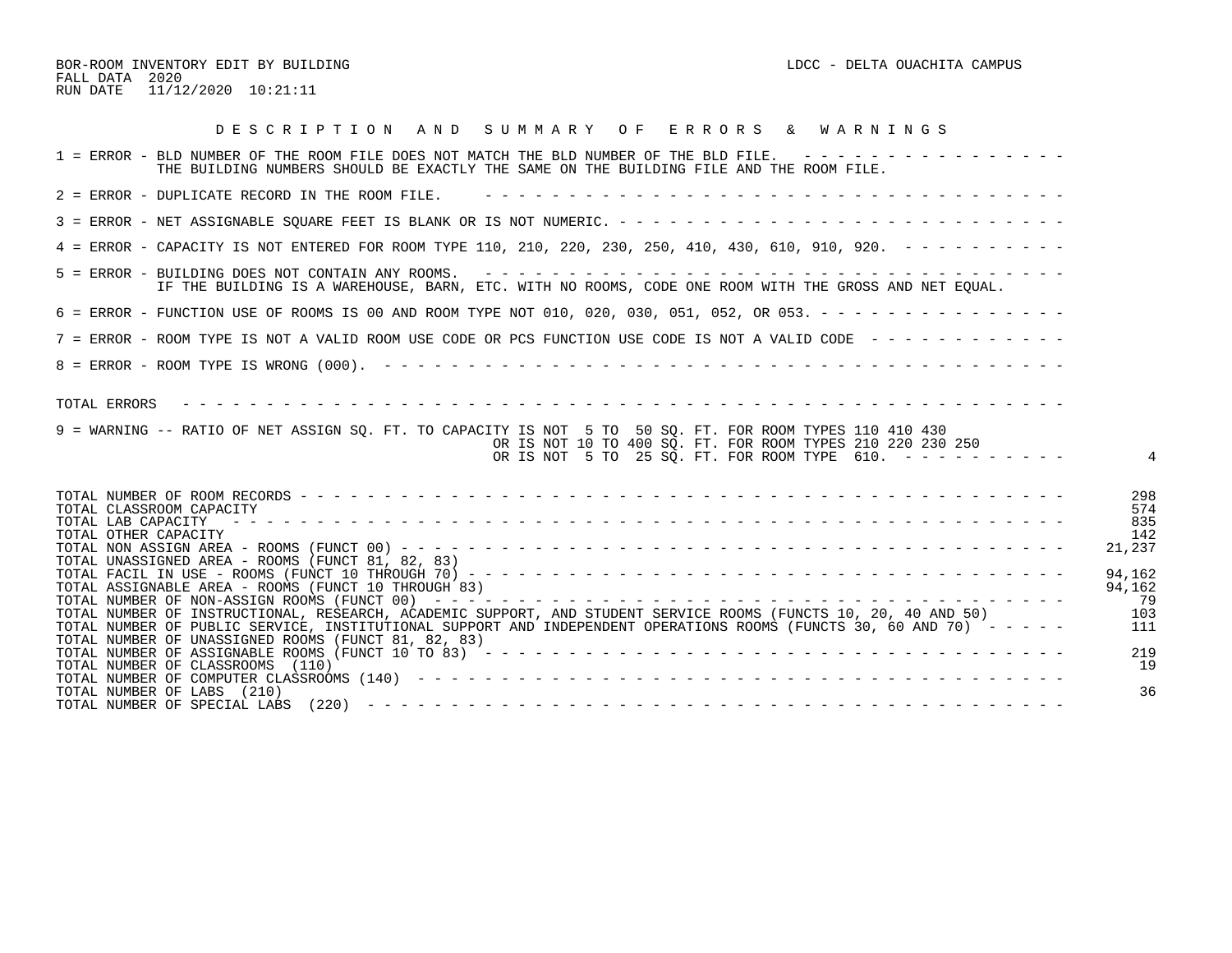BOR-ROOM INVENTORY EDIT BY BUILDING

FALL DATA 2020

RUN DATE 11/12/2020 10:21:11

LDCC - DELTA OUACHITA CAMPUS

## DESCRIPTION AND SUMMARY OF ERRORS & WARNINGS

1 = ERROR - BLD NUMBER OF THE ROOM FILE DOES NOT MATCH THE BLD NUMBER OF THE BLD FILE.
THE BUILDING NUMBERS SHOULD BE EXACTLY THE SAME ON THE BUILDING FILE AND THE ROOM FILE.

2 = ERROR - DUPLICATE RECORD IN THE ROOM FILE.

3 = ERROR - NET ASSIGNABLE SQUARE FEET IS BLANK OR IS NOT NUMERIC.

4 = ERROR - CAPACITY IS NOT ENTERED FOR ROOM TYPE 110, 210, 220, 230, 250, 410, 430, 610, 910, 920.

5 = ERROR - BUILDING DOES NOT CONTAIN ANY ROOMS.
IF THE BUILDING IS A WAREHOUSE, BARN, ETC. WITH NO ROOMS, CODE ONE ROOM WITH THE GROSS AND NET EQUAL.

6 = ERROR - FUNCTION USE OF ROOMS IS 00 AND ROOM TYPE NOT 010, 020, 030, 051, 052, OR 053.

7 = ERROR - ROOM TYPE IS NOT A VALID ROOM USE CODE OR PCS FUNCTION USE CODE IS NOT A VALID CODE

8 = ERROR - ROOM TYPE IS WRONG (000).

TOTAL ERRORS

9 = WARNING -- RATIO OF NET ASSIGN SQ. FT. TO CAPACITY IS NOT 5 TO 50 SQ. FT. FOR ROOM TYPES 110 410 430
OR IS NOT 10 TO 400 SQ. FT. FOR ROOM TYPES 210 220 230 250
OR IS NOT 5 TO 25 SQ. FT. FOR ROOM TYPE 610. — 4

| | |
|---|---|
| TOTAL NUMBER OF ROOM RECORDS | 298 |
| TOTAL CLASSROOM CAPACITY | 574 |
| TOTAL LAB CAPACITY | 835 |
| TOTAL OTHER CAPACITY | 142 |
| TOTAL NON ASSIGN AREA - ROOMS (FUNCT 00) | 21,237 |
| TOTAL UNASSIGNED AREA - ROOMS (FUNCT 81, 82, 83) | |
| TOTAL FACIL IN USE - ROOMS (FUNCT 10 THROUGH 70) | 94,162 |
| TOTAL ASSIGNABLE AREA - ROOMS (FUNCT 10 THROUGH 83) | 94,162 |
| TOTAL NUMBER OF NON-ASSIGN ROOMS (FUNCT 00) | 79 |
| TOTAL NUMBER OF INSTRUCTIONAL, RESEARCH, ACADEMIC SUPPORT, AND STUDENT SERVICE ROOMS (FUNCTS 10, 20, 40 AND 50) | 103 |
| TOTAL NUMBER OF PUBLIC SERVICE, INSTITUTIONAL SUPPORT AND INDEPENDENT OPERATIONS ROOMS (FUNCTS 30, 60 AND 70) | 111 |
| TOTAL NUMBER OF UNASSIGNED ROOMS (FUNCT 81, 82, 83) | |
| TOTAL NUMBER OF ASSIGNABLE ROOMS (FUNCT 10 TO 83) | 219 |
| TOTAL NUMBER OF CLASSROOMS (110) | 19 |
| TOTAL NUMBER OF COMPUTER CLASSROOMS (140) | |
| TOTAL NUMBER OF LABS (210) | 36 |
| TOTAL NUMBER OF SPECIAL LABS (220) | |